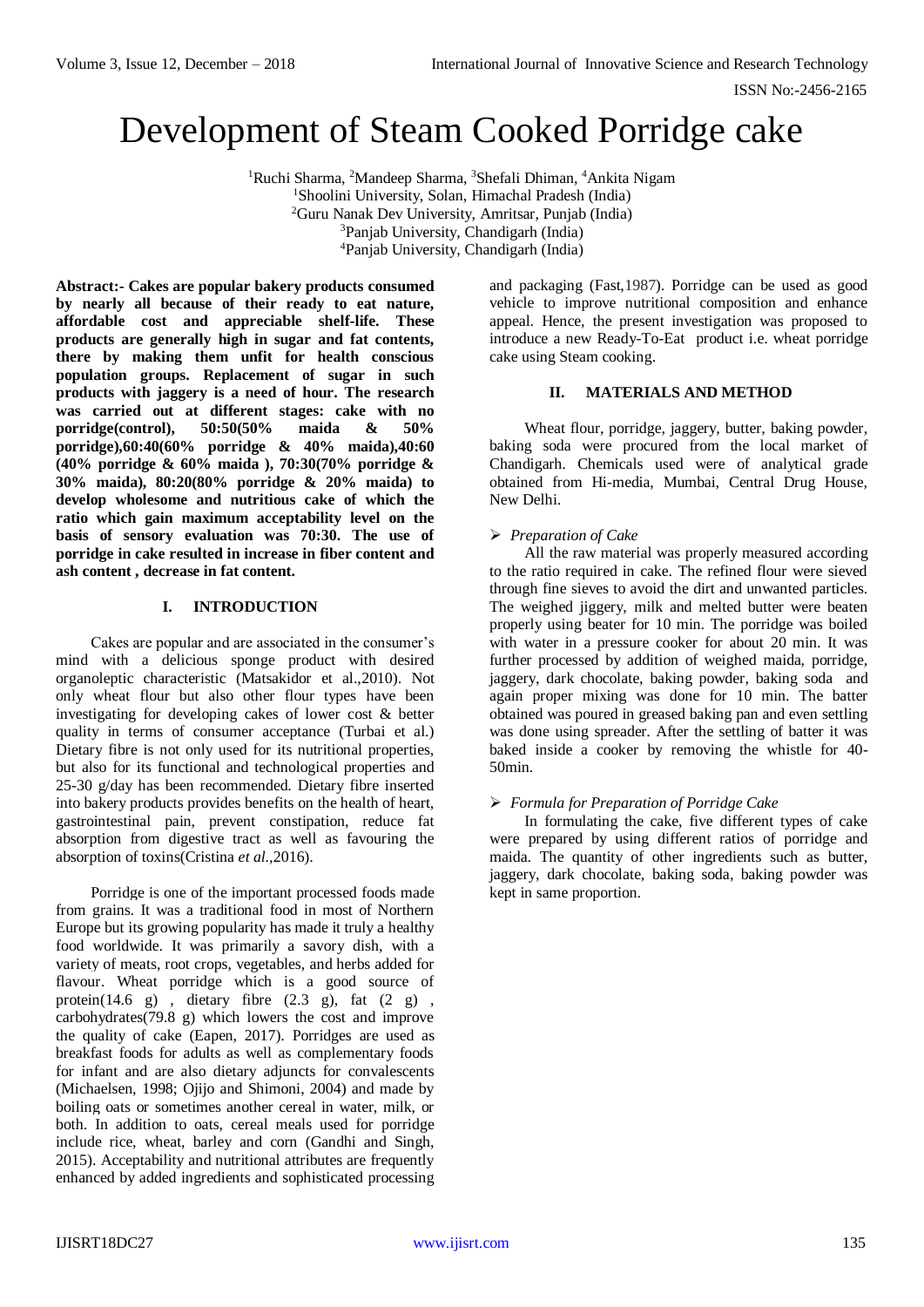# Development of Steam Cooked Porridge cake

[1]Ruchi Sharma, [2]Mandeep Sharma, [3]Shefali Dhiman, [4]Ankita Nigam
[1]Shoolini University, Solan, Himachal Pradesh (India)
[2]Guru Nanak Dev University, Amritsar, Punjab (India)
[3]Panjab University, Chandigarh (India)
[4]Panjab University, Chandigarh (India)

**Abstract:- Cakes are popular bakery products consumed by nearly all because of their ready to eat nature, affordable cost and appreciable shelf-life. These products are generally high in sugar and fat contents, there by making them unfit for health conscious population groups. Replacement of sugar in such products with jaggery is a need of hour. The research was carried out at different stages: cake with no porridge(control), 50:50(50% maida & 50% porridge),60:40(60% porridge & 40% maida),40:60 (40% porridge & 60% maida ), 70:30(70% porridge & 30% maida), 80:20(80% porridge & 20% maida) to develop wholesome and nutritious cake of which the ratio which gain maximum acceptability level on the basis of sensory evaluation was 70:30. The use of porridge in cake resulted in increase in fiber content and ash content , decrease in fat content.**

## I. INTRODUCTION

Cakes are popular and are associated in the consumer's mind with a delicious sponge product with desired organoleptic characteristic (Matsakidor et al.,2010). Not only wheat flour but also other flour types have been investigating for developing cakes of lower cost & better quality in terms of consumer acceptance (Turbai et al.) Dietary fibre is not only used for its nutritional properties, but also for its functional and technological properties and 25-30 g/day has been recommended. Dietary fibre inserted into bakery products provides benefits on the health of heart, gastrointestinal pain, prevent constipation, reduce fat absorption from digestive tract as well as favouring the absorption of toxins(Cristina *et al.*,2016).

Porridge is one of the important processed foods made from grains. It was a traditional food in most of Northern Europe but its growing popularity has made it truly a healthy food worldwide. It was primarily a savory dish, with a variety of meats, root crops, vegetables, and herbs added for flavour. Wheat porridge which is a good source of protein(14.6 g) , dietary fibre (2.3 g), fat (2 g) , carbohydrates(79.8 g) which lowers the cost and improve the quality of cake (Eapen, 2017). Porridges are used as breakfast foods for adults as well as complementary foods for infant and are also dietary adjuncts for convalescents (Michaelsen, 1998; Ojijo and Shimoni, 2004) and made by boiling oats or sometimes another cereal in water, milk, or both. In addition to oats, cereal meals used for porridge include rice, wheat, barley and corn (Gandhi and Singh, 2015). Acceptability and nutritional attributes are frequently enhanced by added ingredients and sophisticated processing and packaging (Fast,1987). Porridge can be used as good vehicle to improve nutritional composition and enhance appeal. Hence, the present investigation was proposed to introduce a new Ready-To-Eat product i.e. wheat porridge cake using Steam cooking.

## II. MATERIALS AND METHOD

Wheat flour, porridge, jaggery, butter, baking powder, baking soda were procured from the local market of Chandigarh. Chemicals used were of analytical grade obtained from Hi-media, Mumbai, Central Drug House, New Delhi.

- *Preparation of Cake*

All the raw material was properly measured according to the ratio required in cake. The refined flour were sieved through fine sieves to avoid the dirt and unwanted particles. The weighed jiggery, milk and melted butter were beaten properly using beater for 10 min. The porridge was boiled with water in a pressure cooker for about 20 min. It was further processed by addition of weighed maida, porridge, jaggery, dark chocolate, baking powder, baking soda and again proper mixing was done for 10 min. The batter obtained was poured in greased baking pan and even settling was done using spreader. After the settling of batter it was baked inside a cooker by removing the whistle for 40-50min.

- *Formula for Preparation of Porridge Cake*

In formulating the cake, five different types of cake were prepared by using different ratios of porridge and maida. The quantity of other ingredients such as butter, jaggery, dark chocolate, baking soda, baking powder was kept in same proportion.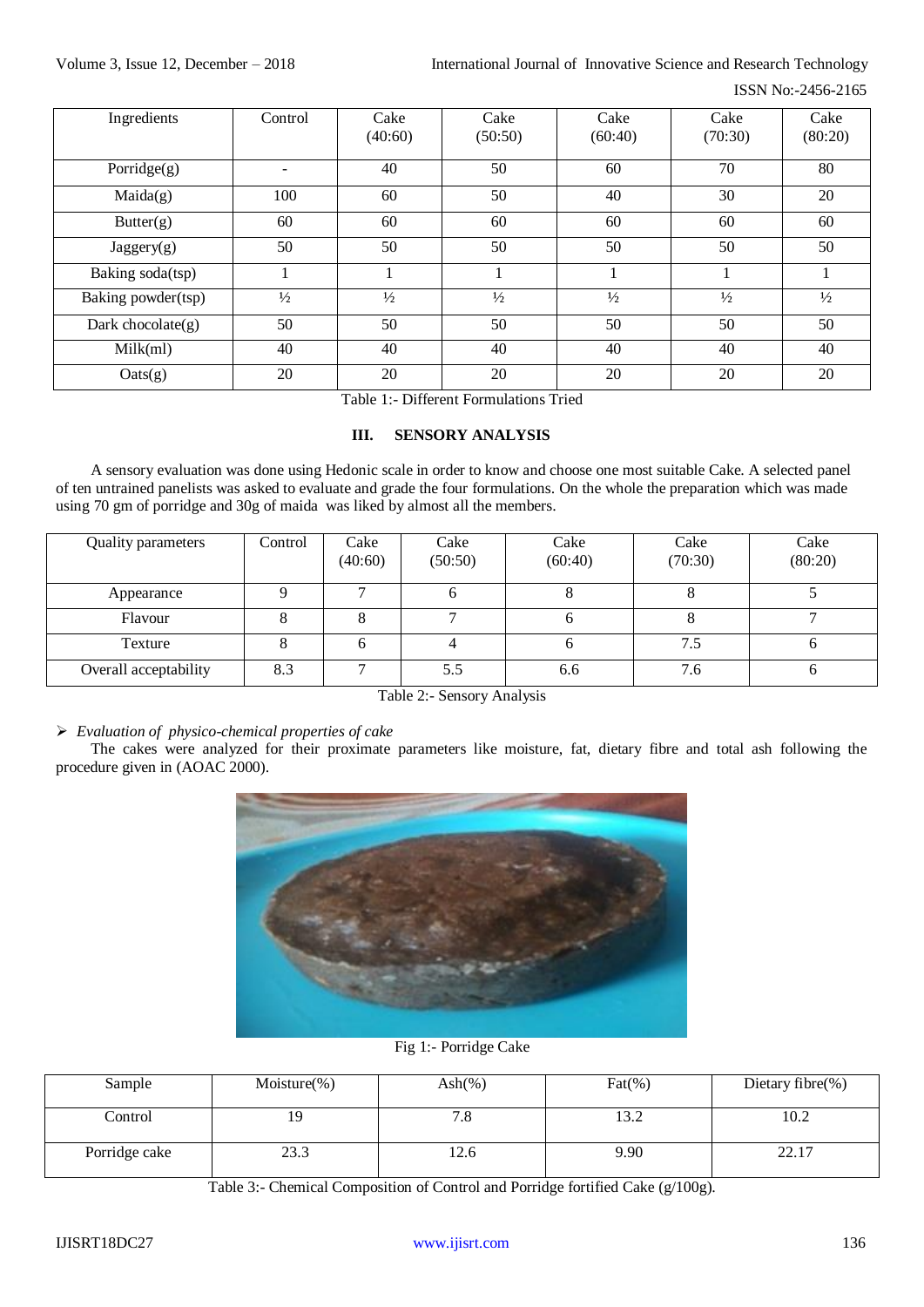| Ingredients | Control | Cake (40:60) | Cake (50:50) | Cake (60:40) | Cake (70:30) | Cake (80:20) |
|---|---|---|---|---|---|---|
| Porridge(g) | - | 40 | 50 | 60 | 70 | 80 |
| Maida(g) | 100 | 60 | 50 | 40 | 30 | 20 |
| Butter(g) | 60 | 60 | 60 | 60 | 60 | 60 |
| Jaggery(g) | 50 | 50 | 50 | 50 | 50 | 50 |
| Baking soda(tsp) | 1 | 1 | 1 | 1 | 1 | 1 |
| Baking powder(tsp) | ½ | ½ | ½ | ½ | ½ | ½ |
| Dark chocolate(g) | 50 | 50 | 50 | 50 | 50 | 50 |
| Milk(ml) | 40 | 40 | 40 | 40 | 40 | 40 |
| Oats(g) | 20 | 20 | 20 | 20 | 20 | 20 |

Table 1:- Different Formulations Tried

## III. SENSORY ANALYSIS

A sensory evaluation was done using Hedonic scale in order to know and choose one most suitable Cake. A selected panel of ten untrained panelists was asked to evaluate and grade the four formulations. On the whole the preparation which was made using 70 gm of porridge and 30g of maida was liked by almost all the members.

| Quality parameters | Control | Cake (40:60) | Cake (50:50) | Cake (60:40) | Cake (70:30) | Cake (80:20) |
|---|---|---|---|---|---|---|
| Appearance | 9 | 7 | 6 | 8 | 8 | 5 |
| Flavour | 8 | 8 | 7 | 6 | 8 | 7 |
| Texture | 8 | 6 | 4 | 6 | 7.5 | 6 |
| Overall acceptability | 8.3 | 7 | 5.5 | 6.6 | 7.6 | 6 |

Table 2:- Sensory Analysis

➢ *Evaluation of physico-chemical properties of cake*

The cakes were analyzed for their proximate parameters like moisture, fat, dietary fibre and total ash following the procedure given in (AOAC 2000).

Fig 1:- Porridge Cake

| Sample | Moisture(%) | Ash(%) | Fat(%) | Dietary fibre(%) |
|---|---|---|---|---|
| Control | 19 | 7.8 | 13.2 | 10.2 |
| Porridge cake | 23.3 | 12.6 | 9.90 | 22.17 |

Table 3:- Chemical Composition of Control and Porridge fortified Cake (g/100g).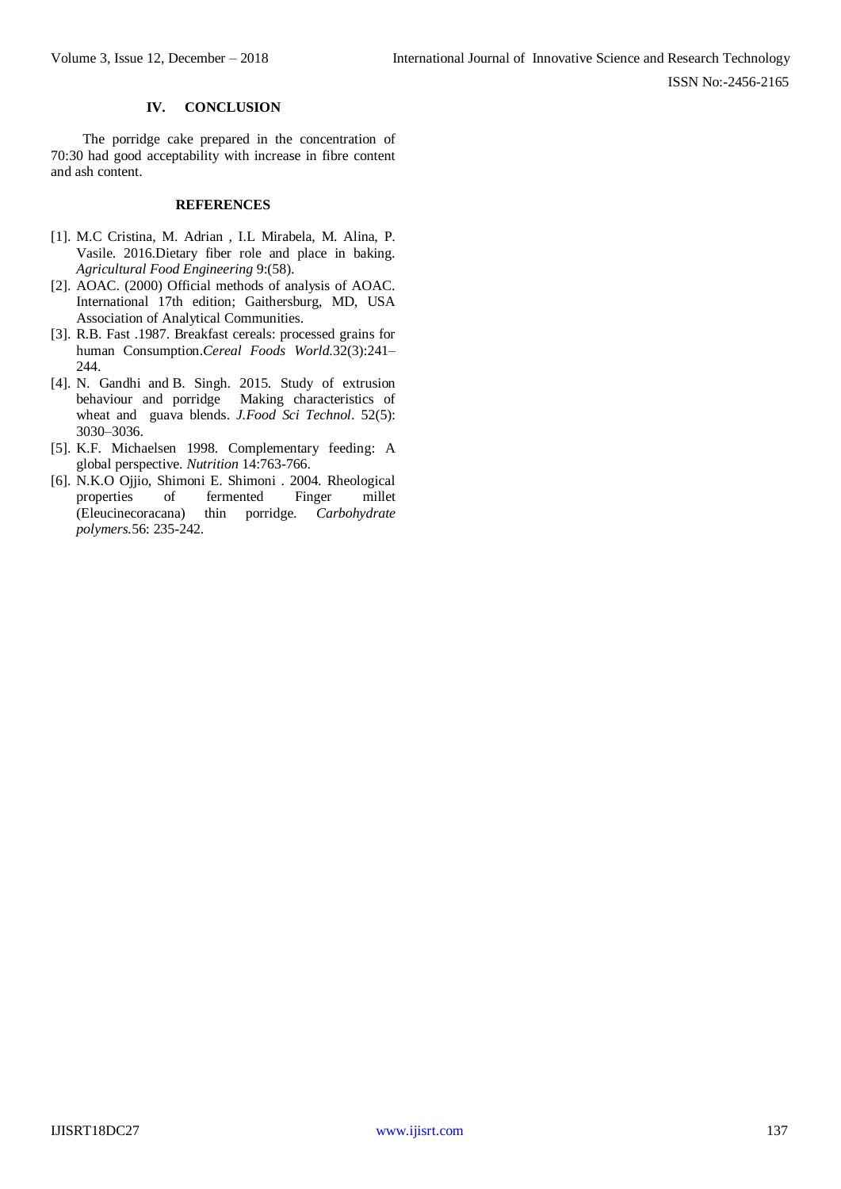## IV. CONCLUSION

The porridge cake prepared in the concentration of 70:30 had good acceptability with increase in fibre content and ash content.

## REFERENCES

[1]. M.C Cristina, M. Adrian , I.L Mirabela, M. Alina, P. Vasile. 2016.Dietary fiber role and place in baking. *Agricultural Food Engineering* 9:(58).

[2]. AOAC. (2000) Official methods of analysis of AOAC. International 17th edition; Gaithersburg, MD, USA Association of Analytical Communities.

[3]. R.B. Fast .1987. Breakfast cereals: processed grains for human Consumption.*Cereal Foods World*.32(3):241–244.

[4]. N. Gandhi and B. Singh. 2015. Study of extrusion behaviour and porridge Making characteristics of wheat and guava blends. *J.Food Sci Technol*. 52(5): 3030–3036.

[5]. K.F. Michaelsen 1998. Complementary feeding: A global perspective. *Nutrition* 14:763-766.

[6]. N.K.O Ojjio, Shimoni E. Shimoni . 2004. Rheological properties of fermented Finger millet (Eleucinecoracana) thin porridge. *Carbohydrate polymers*.56: 235-242.